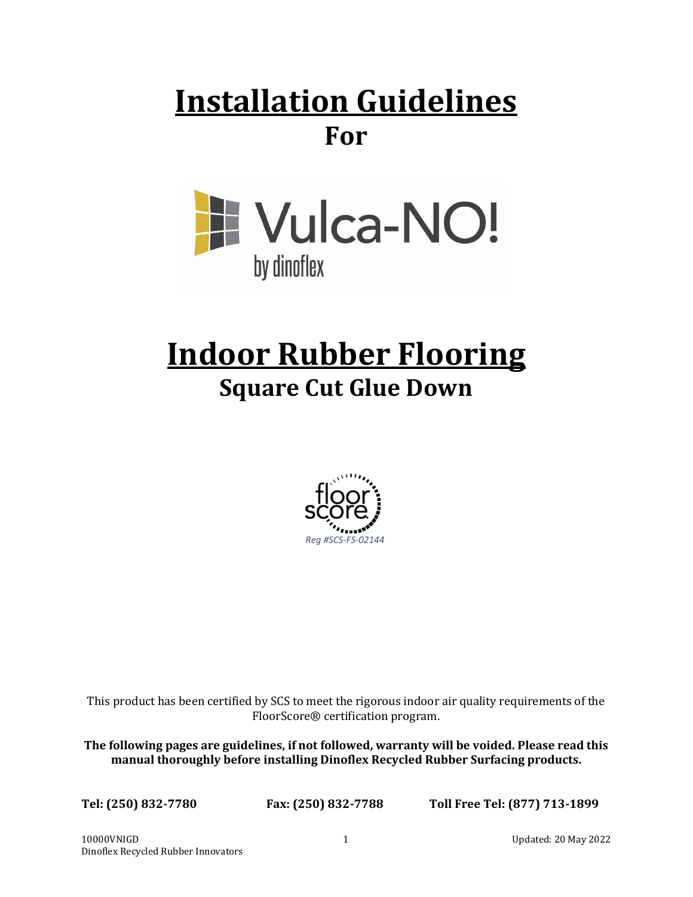# Installation Guidelines

## For

Vulca-NO!
by dinoflex

# Indoor Rubber Flooring

## Square Cut Glue Down

floor score

*Reg #SCS-FS-02144*

This product has been certified by SCS to meet the rigorous indoor air quality requirements of the FloorScore® certification program.

**The following pages are guidelines, if not followed, warranty will be voided. Please read this manual thoroughly before installing Dinoflex Recycled Rubber Surfacing products.**

**Tel: (250) 832-7780** **Fax: (250) 832-7788** **Toll Free Tel: (877) 713-1899**

10000VNIGD
Dinoflex Recycled Rubber Innovators

Updated: 20 May 2022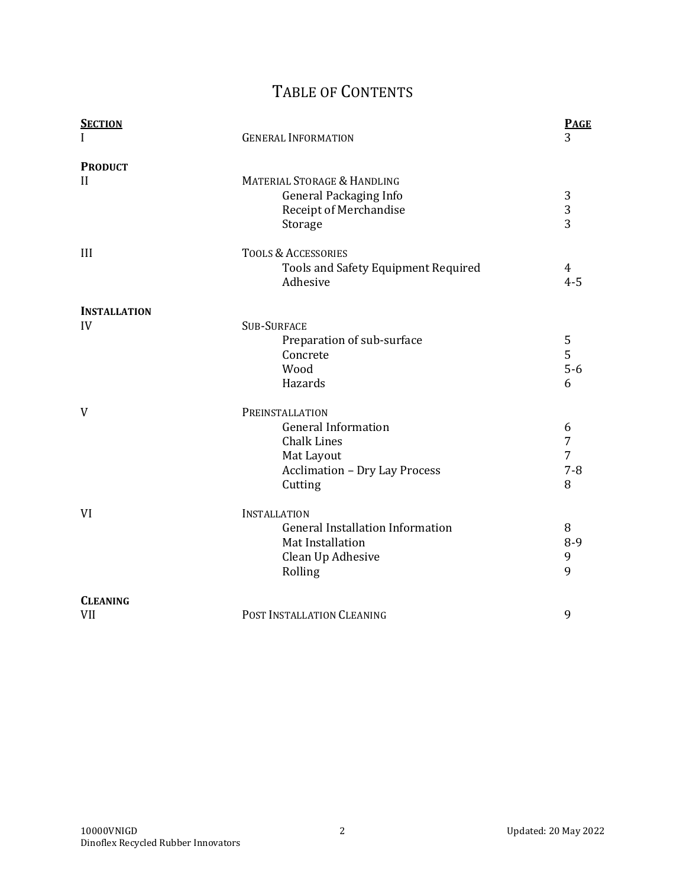# Table of Contents

| Section | | Page |
|---|---|---|
| I | General Information | 3 |
| **Product** | | |
| II | Material Storage & Handling | |
| | General Packaging Info | 3 |
| | Receipt of Merchandise | 3 |
| | Storage | 3 |
| III | Tools & Accessories | |
| | Tools and Safety Equipment Required | 4 |
| | Adhesive | 4-5 |
| **Installation** | | |
| IV | Sub-Surface | |
| | Preparation of sub-surface | 5 |
| | Concrete | 5 |
| | Wood | 5-6 |
| | Hazards | 6 |
| V | Preinstallation | |
| | General Information | 6 |
| | Chalk Lines | 7 |
| | Mat Layout | 7 |
| | Acclimation – Dry Lay Process | 7-8 |
| | Cutting | 8 |
| VI | Installation | |
| | General Installation Information | 8 |
| | Mat Installation | 8-9 |
| | Clean Up Adhesive | 9 |
| | Rolling | 9 |
| **Cleaning** | | |
| VII | Post Installation Cleaning | 9 |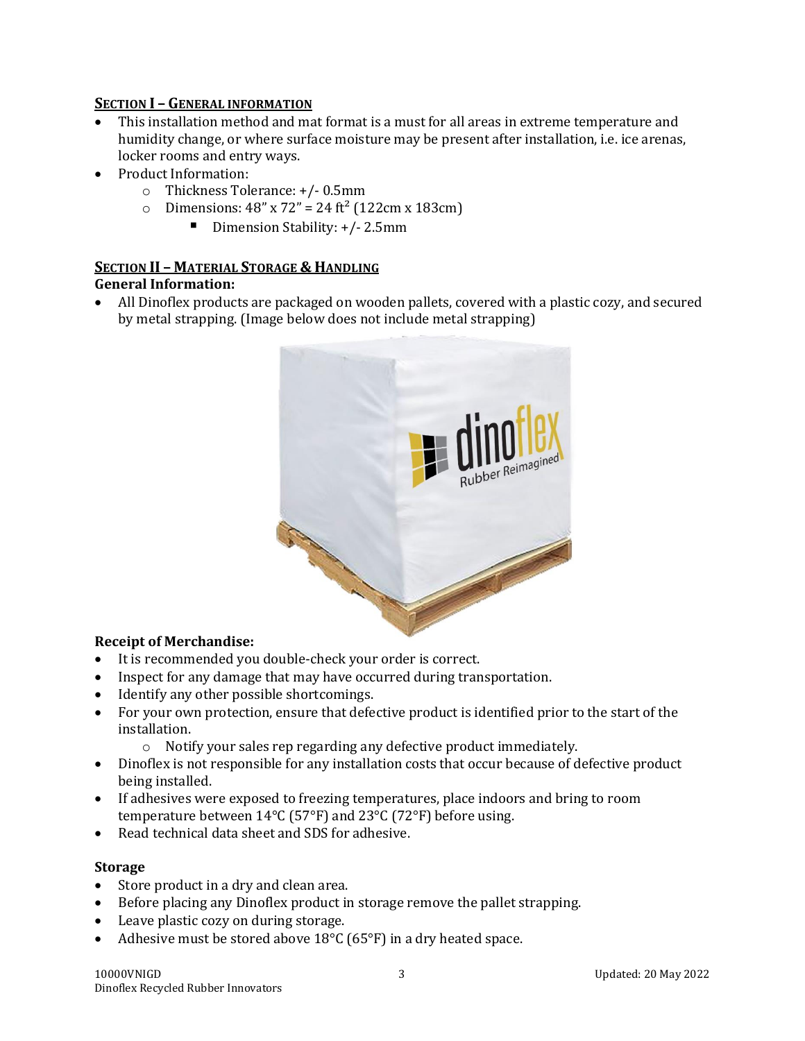## SECTION I – GENERAL INFORMATION

- This installation method and mat format is a must for all areas in extreme temperature and humidity change, or where surface moisture may be present after installation, i.e. ice arenas, locker rooms and entry ways.
- Product Information:
  - Thickness Tolerance: +/- 0.5mm
  - Dimensions: 48" x 72" = 24 ft² (122cm x 183cm)
    - Dimension Stability: +/- 2.5mm

## SECTION II – MATERIAL STORAGE & HANDLING

**General Information:**

- All Dinoflex products are packaged on wooden pallets, covered with a plastic cozy, and secured by metal strapping. (Image below does not include metal strapping)

**Receipt of Merchandise:**

- It is recommended you double-check your order is correct.
- Inspect for any damage that may have occurred during transportation.
- Identify any other possible shortcomings.
- For your own protection, ensure that defective product is identified prior to the start of the installation.
  - Notify your sales rep regarding any defective product immediately.
- Dinoflex is not responsible for any installation costs that occur because of defective product being installed.
- If adhesives were exposed to freezing temperatures, place indoors and bring to room temperature between 14°C (57°F) and 23°C (72°F) before using.
- Read technical data sheet and SDS for adhesive.

**Storage**

- Store product in a dry and clean area.
- Before placing any Dinoflex product in storage remove the pallet strapping.
- Leave plastic cozy on during storage.
- Adhesive must be stored above 18°C (65°F) in a dry heated space.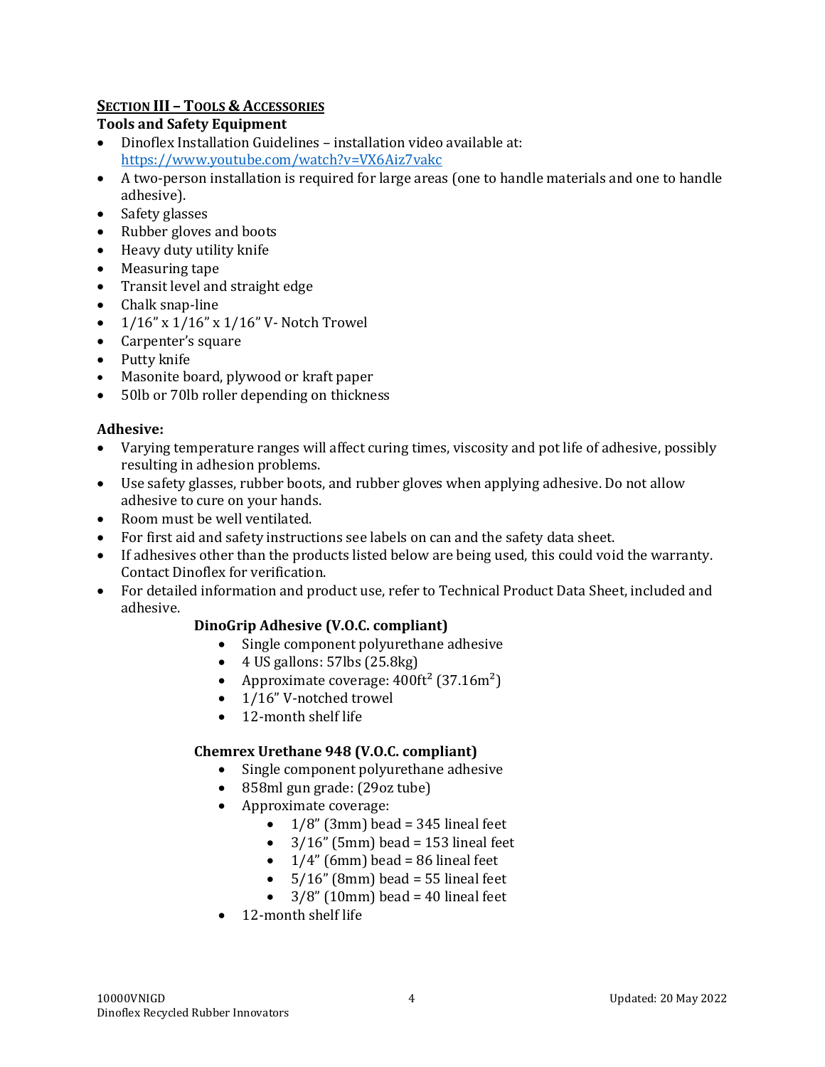## SECTION III – TOOLS & ACCESSORIES

**Tools and Safety Equipment**

- Dinoflex Installation Guidelines – installation video available at: https://www.youtube.com/watch?v=VX6Aiz7vakc
- A two-person installation is required for large areas (one to handle materials and one to handle adhesive).
- Safety glasses
- Rubber gloves and boots
- Heavy duty utility knife
- Measuring tape
- Transit level and straight edge
- Chalk snap-line
- 1/16" x 1/16" x 1/16" V- Notch Trowel
- Carpenter's square
- Putty knife
- Masonite board, plywood or kraft paper
- 50lb or 70lb roller depending on thickness

**Adhesive:**

- Varying temperature ranges will affect curing times, viscosity and pot life of adhesive, possibly resulting in adhesion problems.
- Use safety glasses, rubber boots, and rubber gloves when applying adhesive. Do not allow adhesive to cure on your hands.
- Room must be well ventilated.
- For first aid and safety instructions see labels on can and the safety data sheet.
- If adhesives other than the products listed below are being used, this could void the warranty. Contact Dinoflex for verification.
- For detailed information and product use, refer to Technical Product Data Sheet, included and adhesive.

**DinoGrip Adhesive (V.O.C. compliant)**

- Single component polyurethane adhesive
- 4 US gallons: 57lbs (25.8kg)
- Approximate coverage: 400ft² (37.16m²)
- 1/16" V-notched trowel
- 12-month shelf life

**Chemrex Urethane 948 (V.O.C. compliant)**

- Single component polyurethane adhesive
- 858ml gun grade: (29oz tube)
- Approximate coverage:
  - 1/8" (3mm) bead = 345 lineal feet
  - 3/16" (5mm) bead = 153 lineal feet
  - 1/4" (6mm) bead = 86 lineal feet
  - 5/16" (8mm) bead = 55 lineal feet
  - 3/8" (10mm) bead = 40 lineal feet
- 12-month shelf life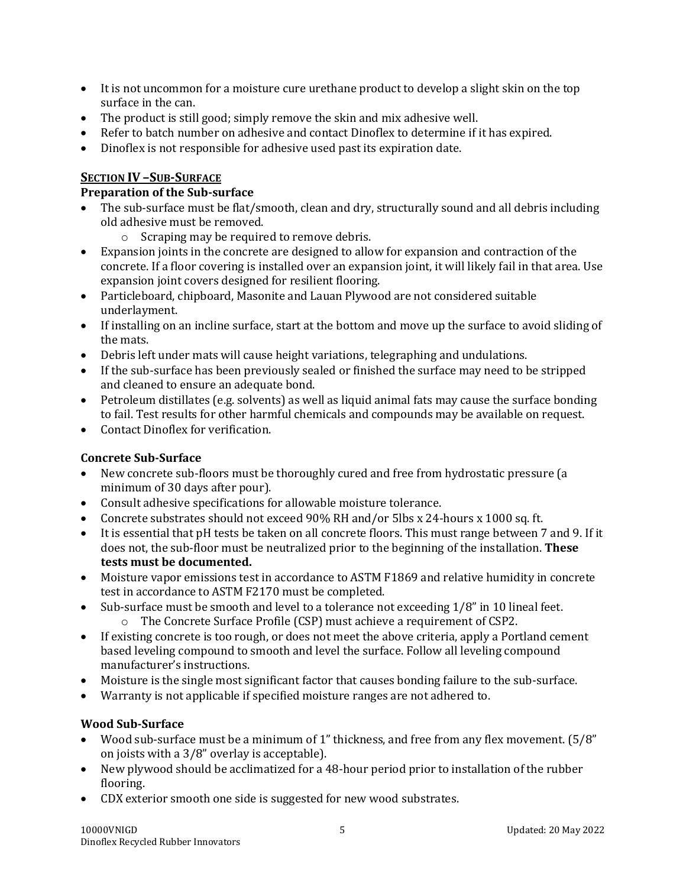- It is not uncommon for a moisture cure urethane product to develop a slight skin on the top surface in the can.
- The product is still good; simply remove the skin and mix adhesive well.
- Refer to batch number on adhesive and contact Dinoflex to determine if it has expired.
- Dinoflex is not responsible for adhesive used past its expiration date.

## SECTION IV – SUB-SURFACE

### Preparation of the Sub-surface

- The sub-surface must be flat/smooth, clean and dry, structurally sound and all debris including old adhesive must be removed.
  - Scraping may be required to remove debris.
- Expansion joints in the concrete are designed to allow for expansion and contraction of the concrete. If a floor covering is installed over an expansion joint, it will likely fail in that area. Use expansion joint covers designed for resilient flooring.
- Particleboard, chipboard, Masonite and Lauan Plywood are not considered suitable underlayment.
- If installing on an incline surface, start at the bottom and move up the surface to avoid sliding of the mats.
- Debris left under mats will cause height variations, telegraphing and undulations.
- If the sub-surface has been previously sealed or finished the surface may need to be stripped and cleaned to ensure an adequate bond.
- Petroleum distillates (e.g. solvents) as well as liquid animal fats may cause the surface bonding to fail. Test results for other harmful chemicals and compounds may be available on request.
- Contact Dinoflex for verification.

### Concrete Sub-Surface

- New concrete sub-floors must be thoroughly cured and free from hydrostatic pressure (a minimum of 30 days after pour).
- Consult adhesive specifications for allowable moisture tolerance.
- Concrete substrates should not exceed 90% RH and/or 5lbs x 24-hours x 1000 sq. ft.
- It is essential that pH tests be taken on all concrete floors. This must range between 7 and 9. If it does not, the sub-floor must be neutralized prior to the beginning of the installation. **These tests must be documented.**
- Moisture vapor emissions test in accordance to ASTM F1869 and relative humidity in concrete test in accordance to ASTM F2170 must be completed.
- Sub-surface must be smooth and level to a tolerance not exceeding 1/8" in 10 lineal feet.
  - The Concrete Surface Profile (CSP) must achieve a requirement of CSP2.
- If existing concrete is too rough, or does not meet the above criteria, apply a Portland cement based leveling compound to smooth and level the surface. Follow all leveling compound manufacturer's instructions.
- Moisture is the single most significant factor that causes bonding failure to the sub-surface.
- Warranty is not applicable if specified moisture ranges are not adhered to.

### Wood Sub-Surface

- Wood sub-surface must be a minimum of 1" thickness, and free from any flex movement. (5/8" on joists with a 3/8" overlay is acceptable).
- New plywood should be acclimatized for a 48-hour period prior to installation of the rubber flooring.
- CDX exterior smooth one side is suggested for new wood substrates.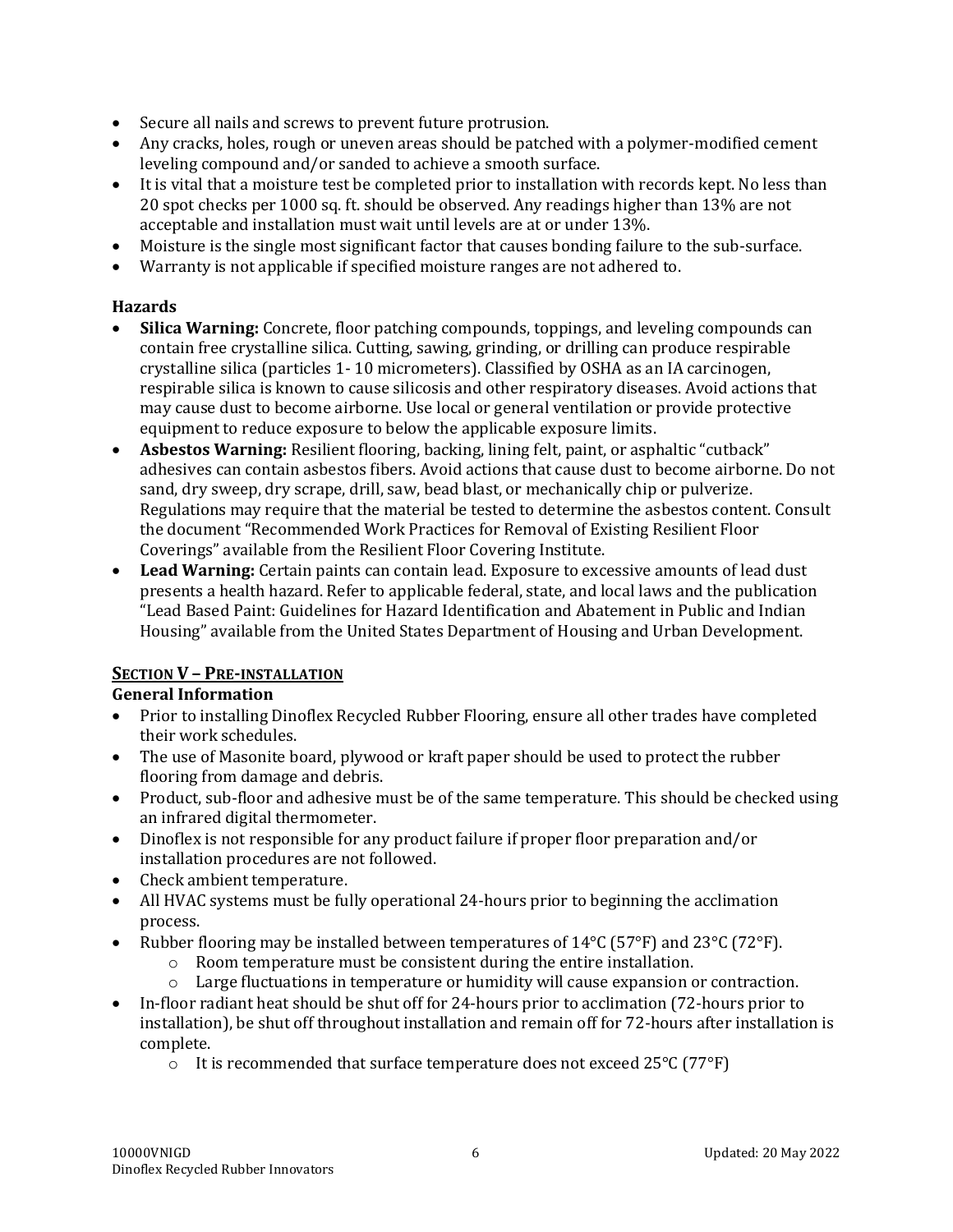- Secure all nails and screws to prevent future protrusion.
- Any cracks, holes, rough or uneven areas should be patched with a polymer-modified cement leveling compound and/or sanded to achieve a smooth surface.
- It is vital that a moisture test be completed prior to installation with records kept. No less than 20 spot checks per 1000 sq. ft. should be observed. Any readings higher than 13% are not acceptable and installation must wait until levels are at or under 13%.
- Moisture is the single most significant factor that causes bonding failure to the sub-surface.
- Warranty is not applicable if specified moisture ranges are not adhered to.

### Hazards

- **Silica Warning:** Concrete, floor patching compounds, toppings, and leveling compounds can contain free crystalline silica. Cutting, sawing, grinding, or drilling can produce respirable crystalline silica (particles 1- 10 micrometers). Classified by OSHA as an IA carcinogen, respirable silica is known to cause silicosis and other respiratory diseases. Avoid actions that may cause dust to become airborne. Use local or general ventilation or provide protective equipment to reduce exposure to below the applicable exposure limits.
- **Asbestos Warning:** Resilient flooring, backing, lining felt, paint, or asphaltic "cutback" adhesives can contain asbestos fibers. Avoid actions that cause dust to become airborne. Do not sand, dry sweep, dry scrape, drill, saw, bead blast, or mechanically chip or pulverize. Regulations may require that the material be tested to determine the asbestos content. Consult the document "Recommended Work Practices for Removal of Existing Resilient Floor Coverings" available from the Resilient Floor Covering Institute.
- **Lead Warning:** Certain paints can contain lead. Exposure to excessive amounts of lead dust presents a health hazard. Refer to applicable federal, state, and local laws and the publication "Lead Based Paint: Guidelines for Hazard Identification and Abatement in Public and Indian Housing" available from the United States Department of Housing and Urban Development.

## SECTION V – PRE-INSTALLATION

### General Information

- Prior to installing Dinoflex Recycled Rubber Flooring, ensure all other trades have completed their work schedules.
- The use of Masonite board, plywood or kraft paper should be used to protect the rubber flooring from damage and debris.
- Product, sub-floor and adhesive must be of the same temperature. This should be checked using an infrared digital thermometer.
- Dinoflex is not responsible for any product failure if proper floor preparation and/or installation procedures are not followed.
- Check ambient temperature.
- All HVAC systems must be fully operational 24-hours prior to beginning the acclimation process.
- Rubber flooring may be installed between temperatures of 14°C (57°F) and 23°C (72°F).
  - Room temperature must be consistent during the entire installation.
  - Large fluctuations in temperature or humidity will cause expansion or contraction.
- In-floor radiant heat should be shut off for 24-hours prior to acclimation (72-hours prior to installation), be shut off throughout installation and remain off for 72-hours after installation is complete.
  - It is recommended that surface temperature does not exceed 25°C (77°F)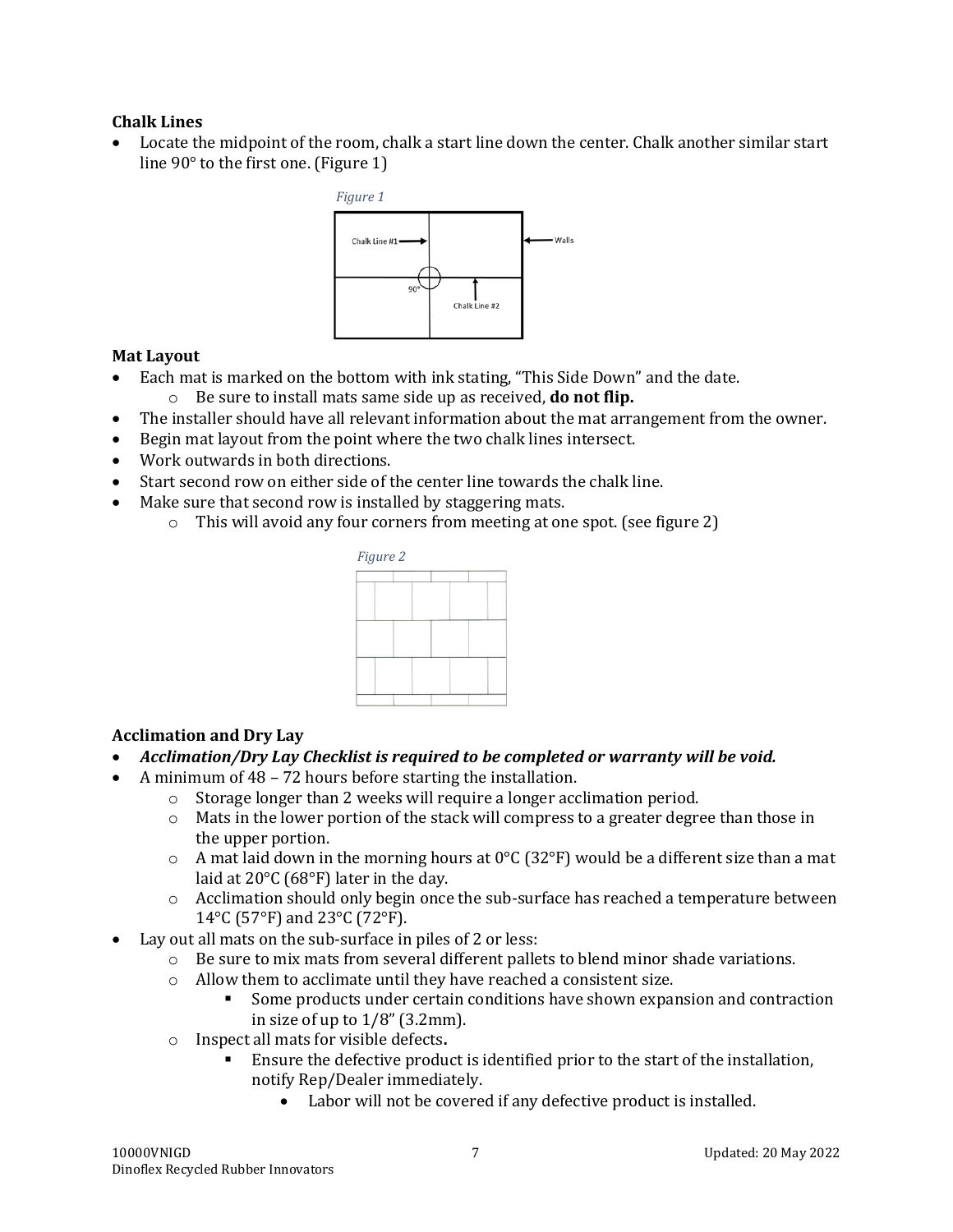### Chalk Lines

- Locate the midpoint of the room, chalk a start line down the center. Chalk another similar start line 90° to the first one. (Figure 1)

*Figure 1*

Chalk Line #1 — Walls — 90° — Chalk Line #2

### Mat Layout

- Each mat is marked on the bottom with ink stating, "This Side Down" and the date.
  - Be sure to install mats same side up as received, **do not flip.**
- The installer should have all relevant information about the mat arrangement from the owner.
- Begin mat layout from the point where the two chalk lines intersect.
- Work outwards in both directions.
- Start second row on either side of the center line towards the chalk line.
- Make sure that second row is installed by staggering mats.
  - This will avoid any four corners from meeting at one spot. (see figure 2)

*Figure 2*

### Acclimation and Dry Lay

- ***Acclimation/Dry Lay Checklist is required to be completed or warranty will be void.***
- A minimum of 48 – 72 hours before starting the installation.
  - Storage longer than 2 weeks will require a longer acclimation period.
  - Mats in the lower portion of the stack will compress to a greater degree than those in the upper portion.
  - A mat laid down in the morning hours at 0°C (32°F) would be a different size than a mat laid at 20°C (68°F) later in the day.
  - Acclimation should only begin once the sub-surface has reached a temperature between 14°C (57°F) and 23°C (72°F).
- Lay out all mats on the sub-surface in piles of 2 or less:
  - Be sure to mix mats from several different pallets to blend minor shade variations.
  - Allow them to acclimate until they have reached a consistent size.
    - Some products under certain conditions have shown expansion and contraction in size of up to 1/8" (3.2mm).
  - Inspect all mats for visible defects**.**
    - Ensure the defective product is identified prior to the start of the installation, notify Rep/Dealer immediately.
      - Labor will not be covered if any defective product is installed.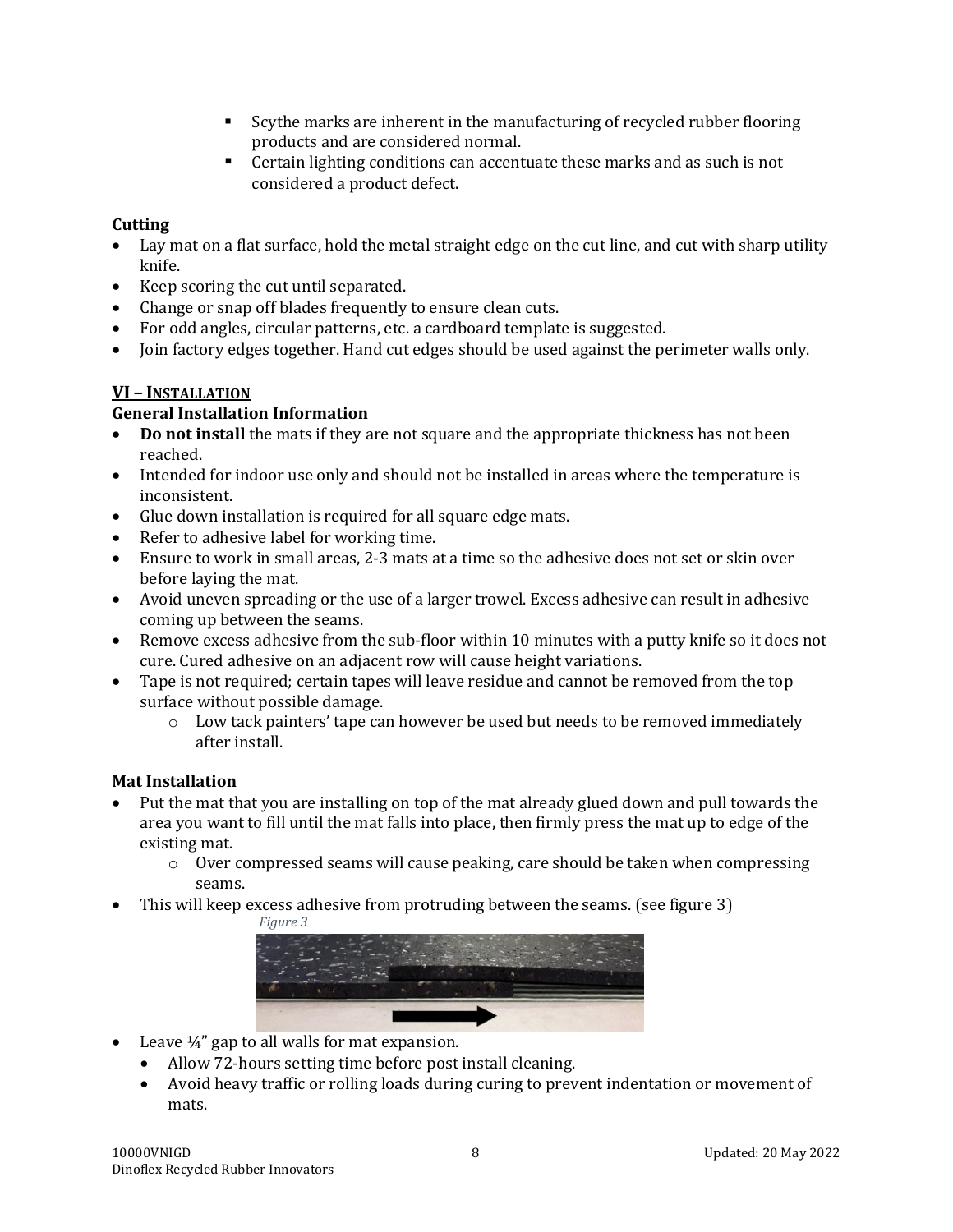- Scythe marks are inherent in the manufacturing of recycled rubber flooring products and are considered normal.
- Certain lighting conditions can accentuate these marks and as such is not considered a product defect.

**Cutting**

- Lay mat on a flat surface, hold the metal straight edge on the cut line, and cut with sharp utility knife.
- Keep scoring the cut until separated.
- Change or snap off blades frequently to ensure clean cuts.
- For odd angles, circular patterns, etc. a cardboard template is suggested.
- Join factory edges together. Hand cut edges should be used against the perimeter walls only.

## VI – INSTALLATION

**General Installation Information**

- **Do not install** the mats if they are not square and the appropriate thickness has not been reached.
- Intended for indoor use only and should not be installed in areas where the temperature is inconsistent.
- Glue down installation is required for all square edge mats.
- Refer to adhesive label for working time.
- Ensure to work in small areas, 2-3 mats at a time so the adhesive does not set or skin over before laying the mat.
- Avoid uneven spreading or the use of a larger trowel. Excess adhesive can result in adhesive coming up between the seams.
- Remove excess adhesive from the sub-floor within 10 minutes with a putty knife so it does not cure. Cured adhesive on an adjacent row will cause height variations.
- Tape is not required; certain tapes will leave residue and cannot be removed from the top surface without possible damage.
  - Low tack painters' tape can however be used but needs to be removed immediately after install.

**Mat Installation**

- Put the mat that you are installing on top of the mat already glued down and pull towards the area you want to fill until the mat falls into place, then firmly press the mat up to edge of the existing mat.
  - Over compressed seams will cause peaking, care should be taken when compressing seams.
- This will keep excess adhesive from protruding between the seams. (see figure 3)

*Figure 3*

- Leave ¼" gap to all walls for mat expansion.
  - Allow 72-hours setting time before post install cleaning.
  - Avoid heavy traffic or rolling loads during curing to prevent indentation or movement of mats.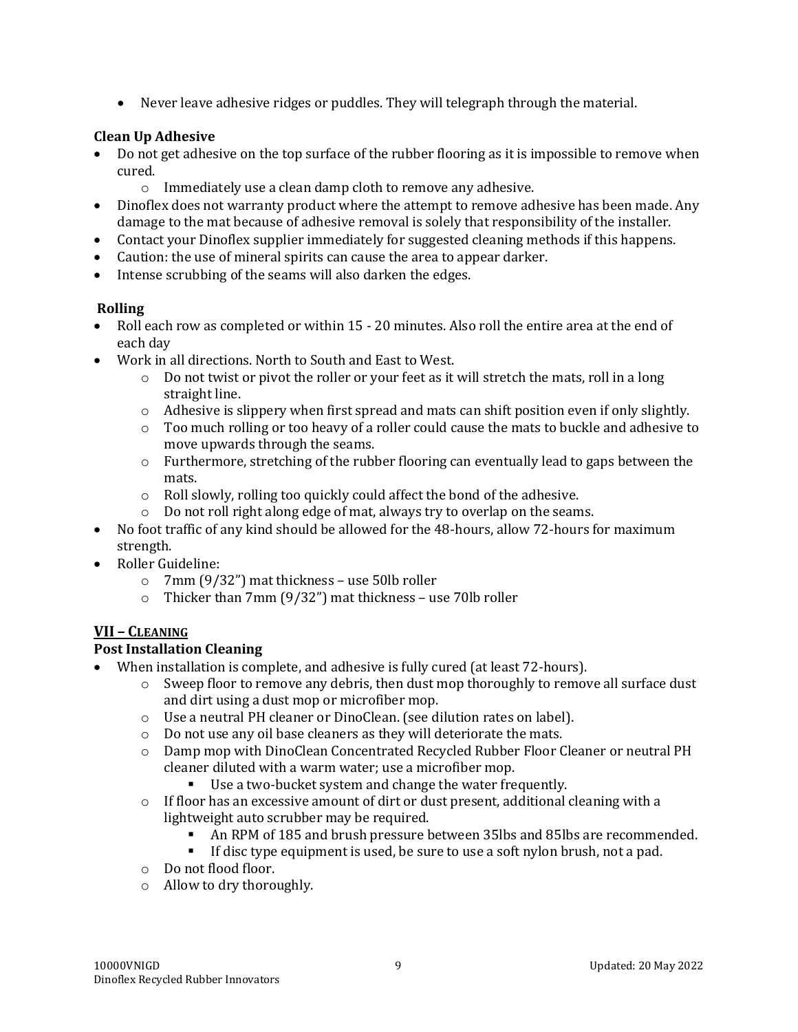- Never leave adhesive ridges or puddles. They will telegraph through the material.

**Clean Up Adhesive**

- Do not get adhesive on the top surface of the rubber flooring as it is impossible to remove when cured.
  - Immediately use a clean damp cloth to remove any adhesive.
- Dinoflex does not warranty product where the attempt to remove adhesive has been made. Any damage to the mat because of adhesive removal is solely that responsibility of the installer.
- Contact your Dinoflex supplier immediately for suggested cleaning methods if this happens.
- Caution: the use of mineral spirits can cause the area to appear darker.
- Intense scrubbing of the seams will also darken the edges.

**Rolling**

- Roll each row as completed or within 15 - 20 minutes. Also roll the entire area at the end of each day
- Work in all directions. North to South and East to West.
  - Do not twist or pivot the roller or your feet as it will stretch the mats, roll in a long straight line.
  - Adhesive is slippery when first spread and mats can shift position even if only slightly.
  - Too much rolling or too heavy of a roller could cause the mats to buckle and adhesive to move upwards through the seams.
  - Furthermore, stretching of the rubber flooring can eventually lead to gaps between the mats.
  - Roll slowly, rolling too quickly could affect the bond of the adhesive.
  - Do not roll right along edge of mat, always try to overlap on the seams.
- No foot traffic of any kind should be allowed for the 48-hours, allow 72-hours for maximum strength.
- Roller Guideline:
  - 7mm (9/32") mat thickness – use 50lb roller
  - Thicker than 7mm (9/32") mat thickness – use 70lb roller

## VII – Cleaning

**Post Installation Cleaning**

- When installation is complete, and adhesive is fully cured (at least 72-hours).
  - Sweep floor to remove any debris, then dust mop thoroughly to remove all surface dust and dirt using a dust mop or microfiber mop.
  - Use a neutral PH cleaner or DinoClean. (see dilution rates on label).
  - Do not use any oil base cleaners as they will deteriorate the mats.
  - Damp mop with DinoClean Concentrated Recycled Rubber Floor Cleaner or neutral PH cleaner diluted with a warm water; use a microfiber mop.
    - Use a two-bucket system and change the water frequently.
  - If floor has an excessive amount of dirt or dust present, additional cleaning with a lightweight auto scrubber may be required.
    - An RPM of 185 and brush pressure between 35lbs and 85lbs are recommended.
    - If disc type equipment is used, be sure to use a soft nylon brush, not a pad.
  - Do not flood floor.
  - Allow to dry thoroughly.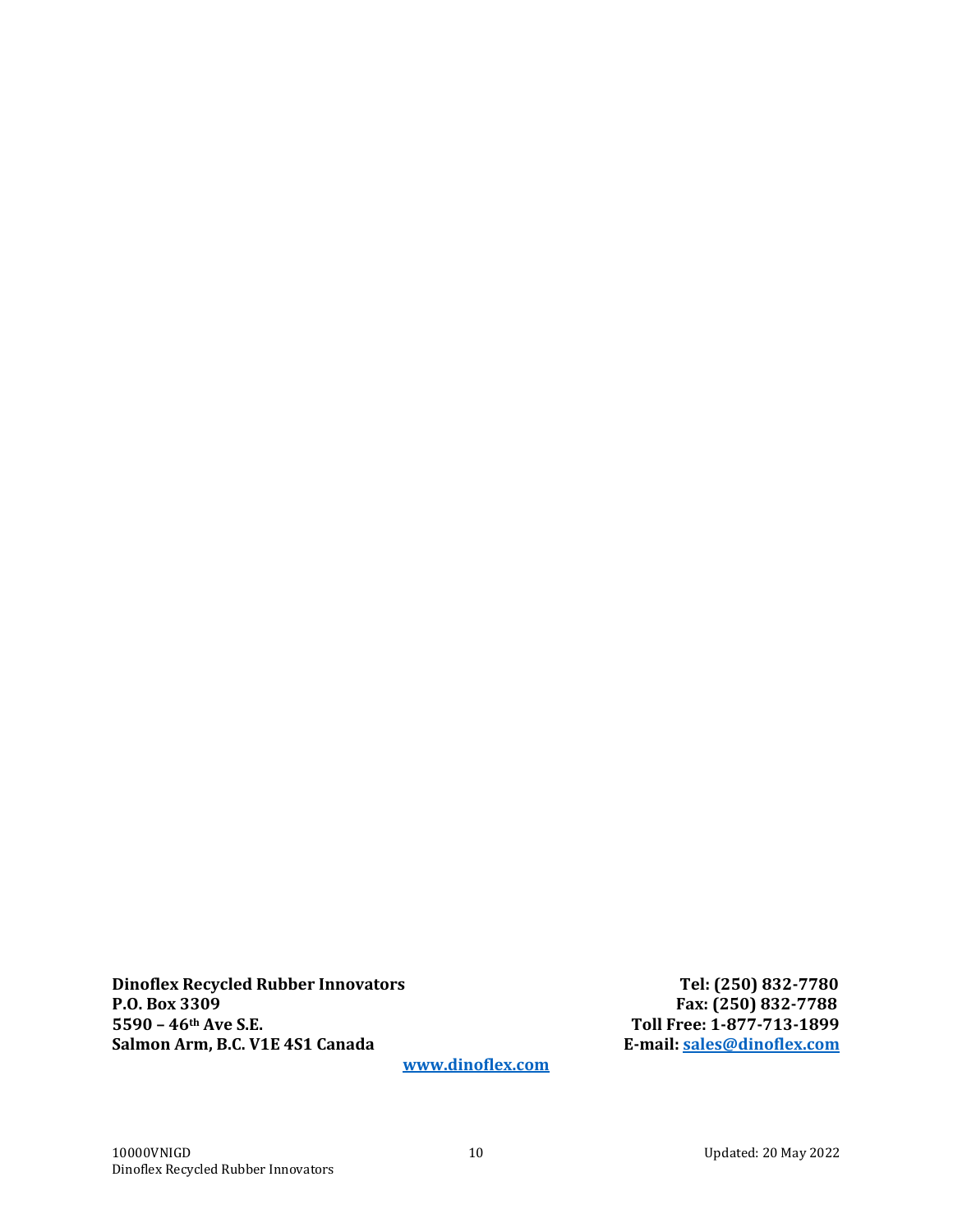**Dinoflex Recycled Rubber Innovators**
**P.O. Box 3309**
**5590 – 46th Ave S.E.**
**Salmon Arm, B.C. V1E 4S1 Canada**

**Tel: (250) 832-7780**
**Fax: (250) 832-7788**
**Toll Free: 1-877-713-1899**
**E-mail: sales@dinoflex.com**

**www.dinoflex.com**